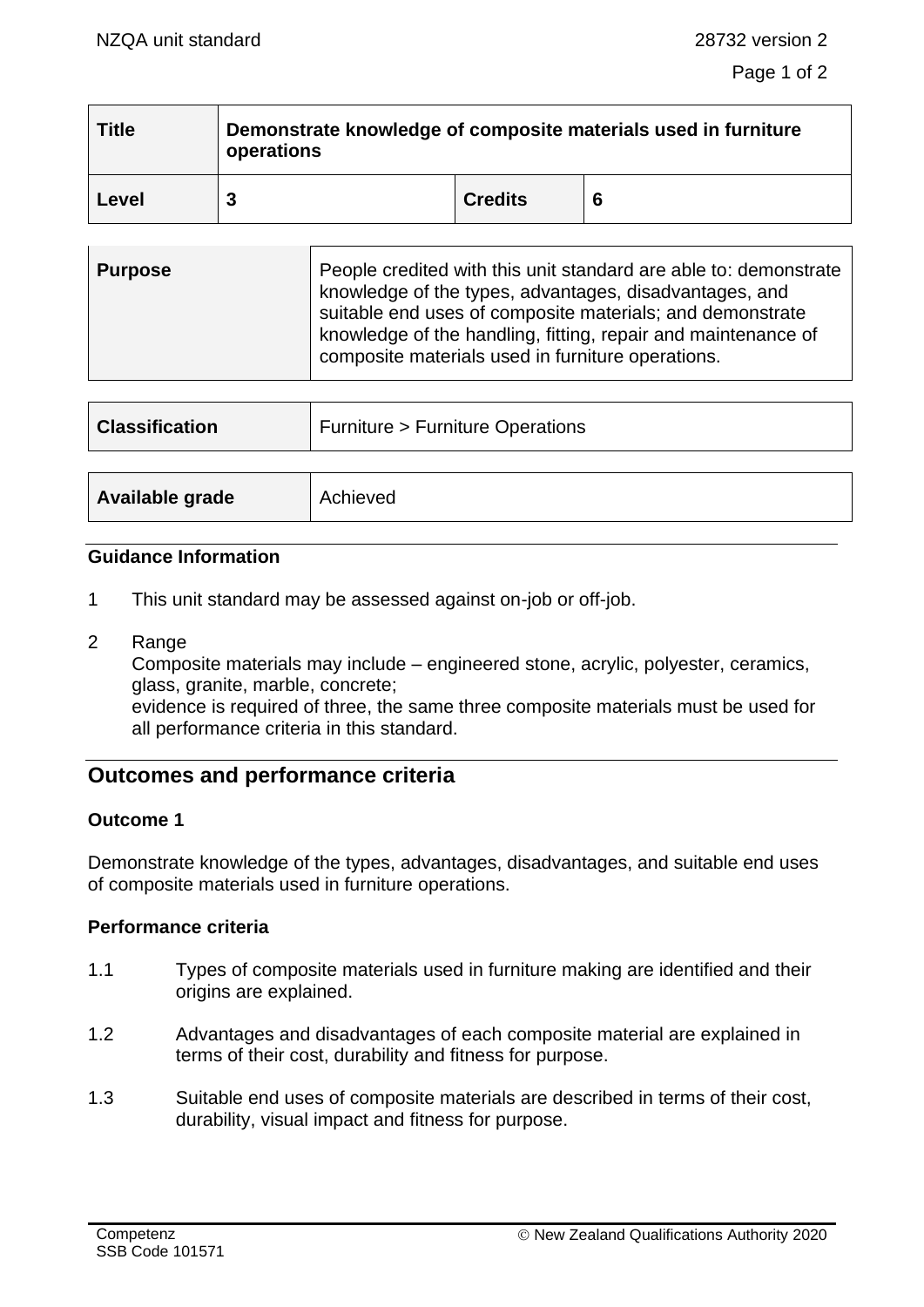| Title | Demonstrate knowledge of composite materials used in furniture operations | | |
|---|---|---|---|
| Level | 3 | Credits | 6 |

| Purpose | People credited with this unit standard are able to: demonstrate knowledge of the types, advantages, disadvantages, and suitable end uses of composite materials; and demonstrate knowledge of the handling, fitting, repair and maintenance of composite materials used in furniture operations. |
|---|---|

| Classification | Furniture > Furniture Operations |
|---|---|

| Available grade | Achieved |
|---|---|

### Guidance Information

1 This unit standard may be assessed against on-job or off-job.

2 Range
Composite materials may include – engineered stone, acrylic, polyester, ceramics, glass, granite, marble, concrete;
evidence is required of three, the same three composite materials must be used for all performance criteria in this standard.

## Outcomes and performance criteria

### Outcome 1

Demonstrate knowledge of the types, advantages, disadvantages, and suitable end uses of composite materials used in furniture operations.

#### Performance criteria

1.1 Types of composite materials used in furniture making are identified and their origins are explained.

1.2 Advantages and disadvantages of each composite material are explained in terms of their cost, durability and fitness for purpose.

1.3 Suitable end uses of composite materials are described in terms of their cost, durability, visual impact and fitness for purpose.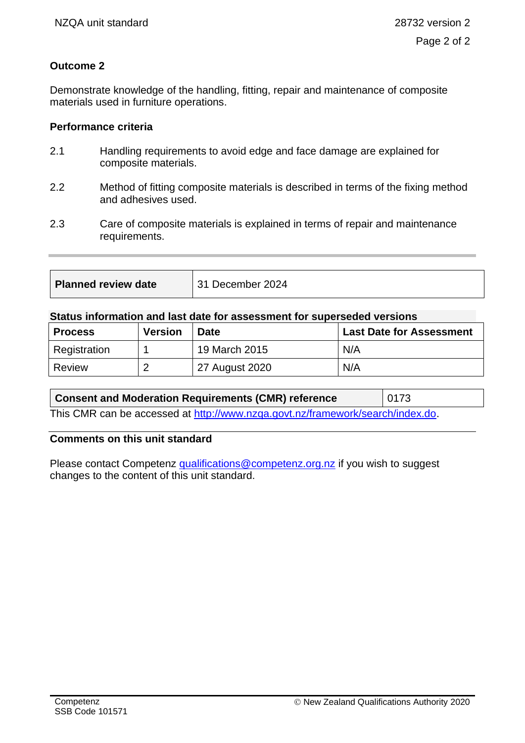## Outcome 2

Demonstrate knowledge of the handling, fitting, repair and maintenance of composite materials used in furniture operations.

### Performance criteria

2.1 Handling requirements to avoid edge and face damage are explained for composite materials.

2.2 Method of fitting composite materials is described in terms of the fixing method and adhesives used.

2.3 Care of composite materials is explained in terms of repair and maintenance requirements.

| | |
|---|---|
| **Planned review date** | 31 December 2024 |

**Status information and last date for assessment for superseded versions**

| Process | Version | Date | Last Date for Assessment |
|---|---|---|---|
| Registration | 1 | 19 March 2015 | N/A |
| Review | 2 | 27 August 2020 | N/A |

| | |
|---|---|
| **Consent and Moderation Requirements (CMR) reference** | 0173 |

This CMR can be accessed at http://www.nzqa.govt.nz/framework/search/index.do.

### Comments on this unit standard

Please contact Competenz qualifications@competenz.org.nz if you wish to suggest changes to the content of this unit standard.